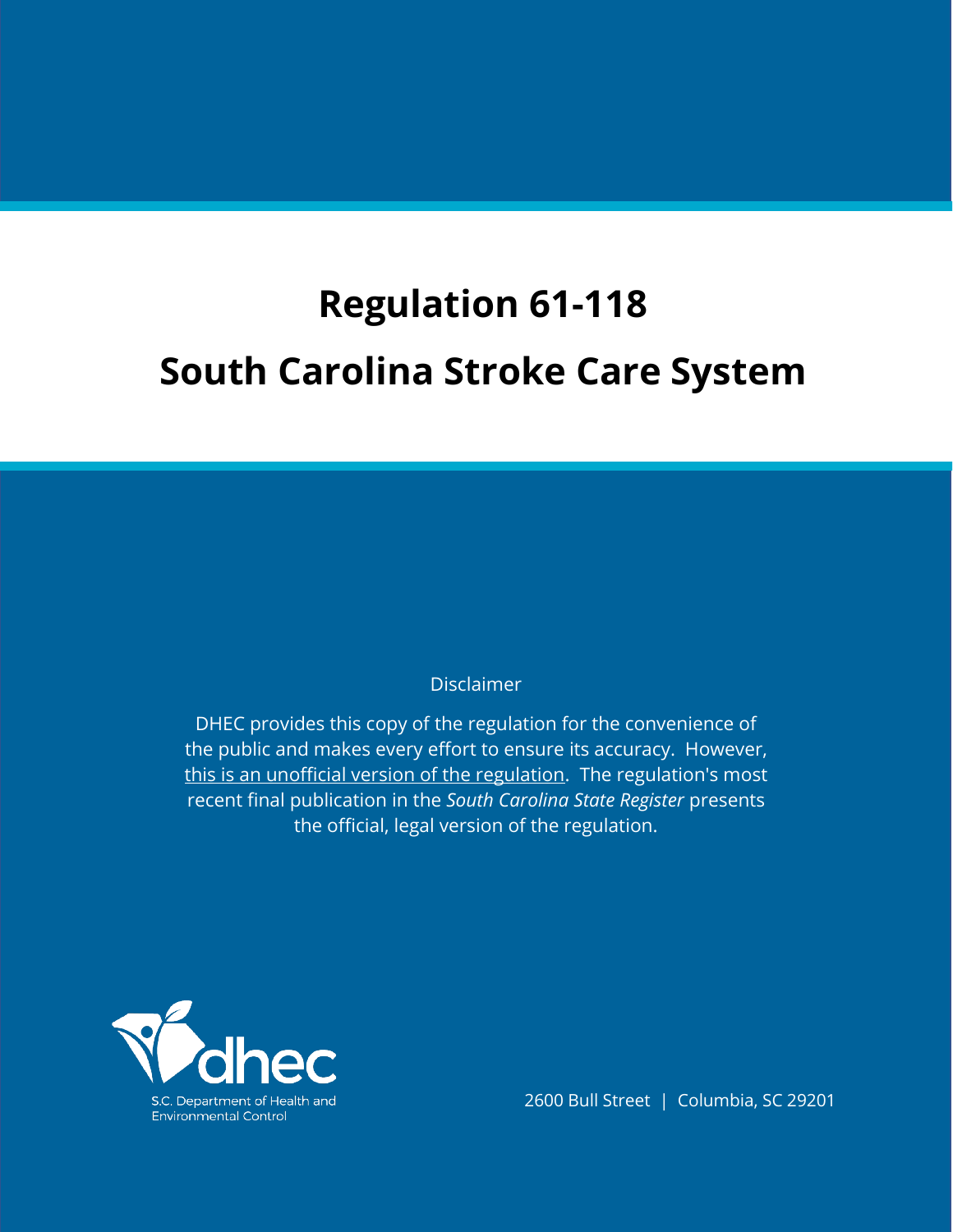# Regulation 61-118

# South Carolina Stroke Care System

Disclaimer

DHEC provides this copy of the regulation for the convenience of the public and makes every effort to ensure its accuracy. However, this is an unofficial version of the regulation. The regulation's most recent final publication in the *South Carolina State Register* presents the official, legal version of the regulation.

S.C. Department of Health and Environmental Control

2600 Bull Street | Columbia, SC 29201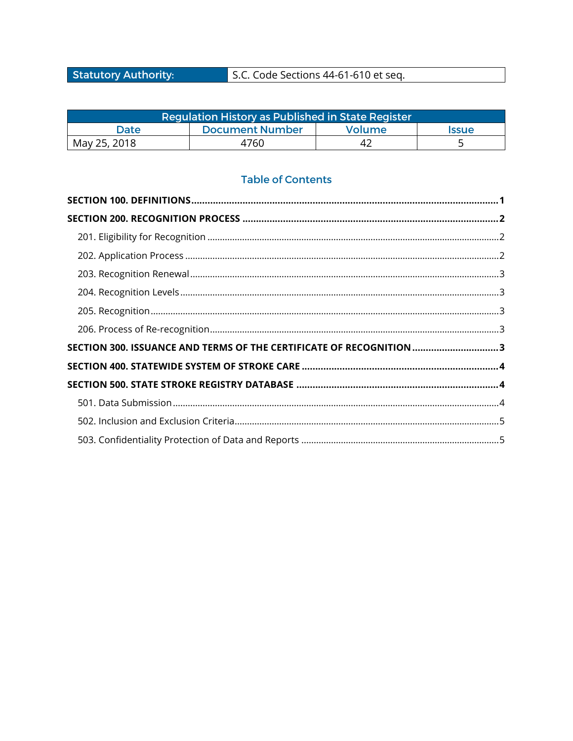| Statutory Authority: | S.C. Code Sections 44-61-610 et seq. |
|---|---|

| Regulation History as Published in State Register | | | |
|---|---|---|---|
| Date | Document Number | Volume | Issue |
| May 25, 2018 | 4760 | 42 | 5 |

## Table of Contents

**SECTION 100. DEFINITIONS** ........ **1**

**SECTION 200. RECOGNITION PROCESS** ........ **2**

- 201. Eligibility for Recognition ........ 2
- 202. Application Process ........ 2
- 203. Recognition Renewal ........ 3
- 204. Recognition Levels ........ 3
- 205. Recognition ........ 3
- 206. Process of Re-recognition ........ 3

**SECTION 300. ISSUANCE AND TERMS OF THE CERTIFICATE OF RECOGNITION** ........ **3**

**SECTION 400. STATEWIDE SYSTEM OF STROKE CARE** ........ **4**

**SECTION 500. STATE STROKE REGISTRY DATABASE** ........ **4**

- 501. Data Submission ........ 4
- 502. Inclusion and Exclusion Criteria ........ 5
- 503. Confidentiality Protection of Data and Reports ........ 5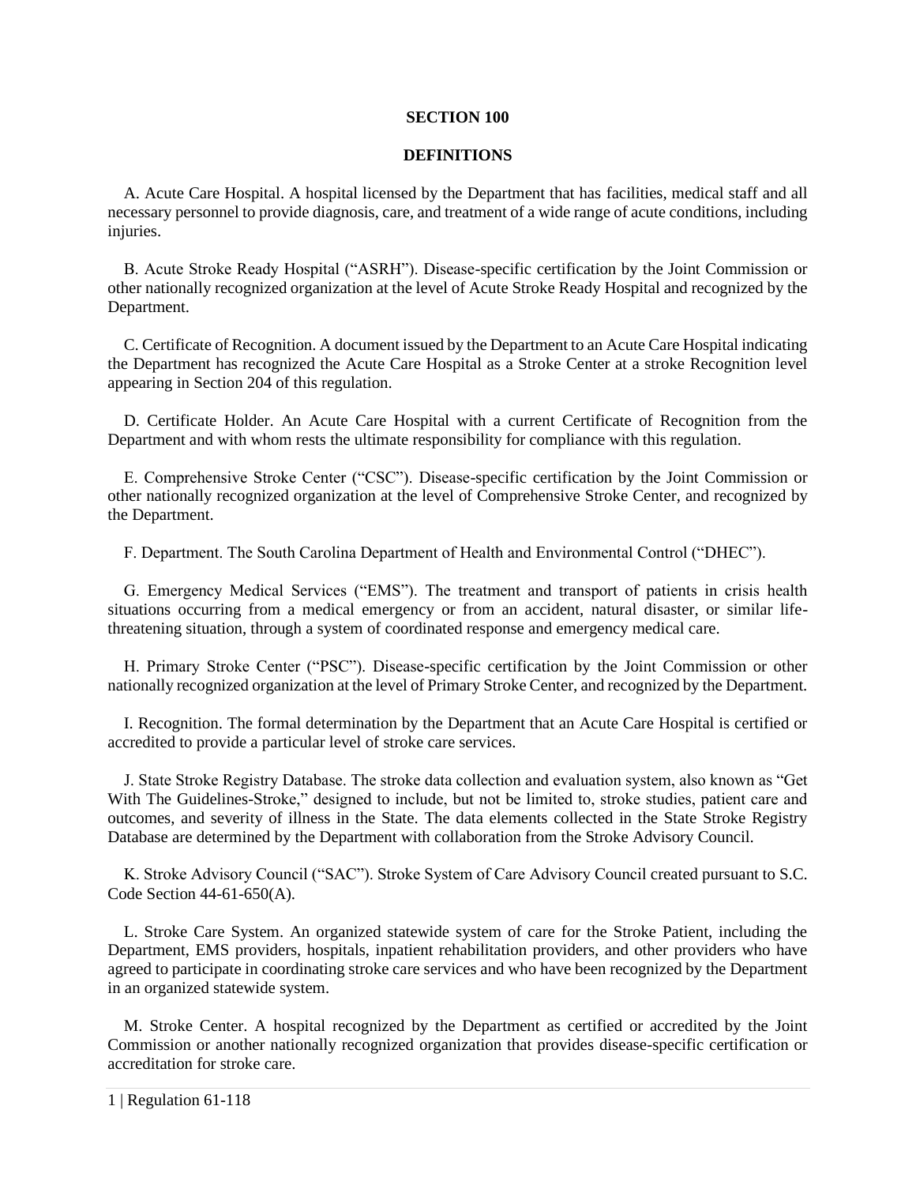## SECTION 100

## DEFINITIONS

A. Acute Care Hospital. A hospital licensed by the Department that has facilities, medical staff and all necessary personnel to provide diagnosis, care, and treatment of a wide range of acute conditions, including injuries.

B. Acute Stroke Ready Hospital ("ASRH"). Disease-specific certification by the Joint Commission or other nationally recognized organization at the level of Acute Stroke Ready Hospital and recognized by the Department.

C. Certificate of Recognition. A document issued by the Department to an Acute Care Hospital indicating the Department has recognized the Acute Care Hospital as a Stroke Center at a stroke Recognition level appearing in Section 204 of this regulation.

D. Certificate Holder. An Acute Care Hospital with a current Certificate of Recognition from the Department and with whom rests the ultimate responsibility for compliance with this regulation.

E. Comprehensive Stroke Center ("CSC"). Disease-specific certification by the Joint Commission or other nationally recognized organization at the level of Comprehensive Stroke Center, and recognized by the Department.

F. Department. The South Carolina Department of Health and Environmental Control ("DHEC").

G. Emergency Medical Services ("EMS"). The treatment and transport of patients in crisis health situations occurring from a medical emergency or from an accident, natural disaster, or similar life-threatening situation, through a system of coordinated response and emergency medical care.

H. Primary Stroke Center ("PSC"). Disease-specific certification by the Joint Commission or other nationally recognized organization at the level of Primary Stroke Center, and recognized by the Department.

I. Recognition. The formal determination by the Department that an Acute Care Hospital is certified or accredited to provide a particular level of stroke care services.

J. State Stroke Registry Database. The stroke data collection and evaluation system, also known as "Get With The Guidelines-Stroke," designed to include, but not be limited to, stroke studies, patient care and outcomes, and severity of illness in the State. The data elements collected in the State Stroke Registry Database are determined by the Department with collaboration from the Stroke Advisory Council.

K. Stroke Advisory Council ("SAC"). Stroke System of Care Advisory Council created pursuant to S.C. Code Section 44-61-650(A).

L. Stroke Care System. An organized statewide system of care for the Stroke Patient, including the Department, EMS providers, hospitals, inpatient rehabilitation providers, and other providers who have agreed to participate in coordinating stroke care services and who have been recognized by the Department in an organized statewide system.

M. Stroke Center. A hospital recognized by the Department as certified or accredited by the Joint Commission or another nationally recognized organization that provides disease-specific certification or accreditation for stroke care.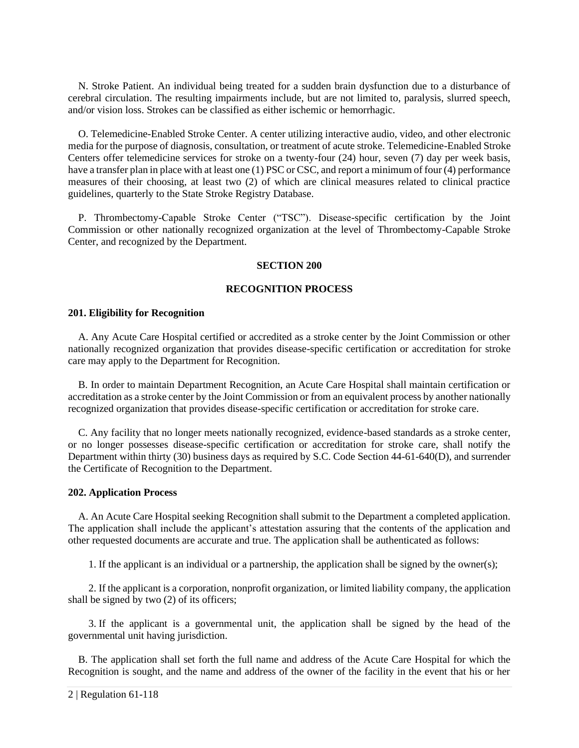N. Stroke Patient. An individual being treated for a sudden brain dysfunction due to a disturbance of cerebral circulation. The resulting impairments include, but are not limited to, paralysis, slurred speech, and/or vision loss. Strokes can be classified as either ischemic or hemorrhagic.

O. Telemedicine-Enabled Stroke Center. A center utilizing interactive audio, video, and other electronic media for the purpose of diagnosis, consultation, or treatment of acute stroke. Telemedicine-Enabled Stroke Centers offer telemedicine services for stroke on a twenty-four (24) hour, seven (7) day per week basis, have a transfer plan in place with at least one (1) PSC or CSC, and report a minimum of four (4) performance measures of their choosing, at least two (2) of which are clinical measures related to clinical practice guidelines, quarterly to the State Stroke Registry Database.

P. Thrombectomy-Capable Stroke Center ("TSC"). Disease-specific certification by the Joint Commission or other nationally recognized organization at the level of Thrombectomy-Capable Stroke Center, and recognized by the Department.

## SECTION 200

## RECOGNITION PROCESS

### 201. Eligibility for Recognition

A. Any Acute Care Hospital certified or accredited as a stroke center by the Joint Commission or other nationally recognized organization that provides disease-specific certification or accreditation for stroke care may apply to the Department for Recognition.

B. In order to maintain Department Recognition, an Acute Care Hospital shall maintain certification or accreditation as a stroke center by the Joint Commission or from an equivalent process by another nationally recognized organization that provides disease-specific certification or accreditation for stroke care.

C. Any facility that no longer meets nationally recognized, evidence-based standards as a stroke center, or no longer possesses disease-specific certification or accreditation for stroke care, shall notify the Department within thirty (30) business days as required by S.C. Code Section 44-61-640(D), and surrender the Certificate of Recognition to the Department.

### 202. Application Process

A. An Acute Care Hospital seeking Recognition shall submit to the Department a completed application. The application shall include the applicant's attestation assuring that the contents of the application and other requested documents are accurate and true. The application shall be authenticated as follows:

1. If the applicant is an individual or a partnership, the application shall be signed by the owner(s);

2. If the applicant is a corporation, nonprofit organization, or limited liability company, the application shall be signed by two (2) of its officers;

3. If the applicant is a governmental unit, the application shall be signed by the head of the governmental unit having jurisdiction.

B. The application shall set forth the full name and address of the Acute Care Hospital for which the Recognition is sought, and the name and address of the owner of the facility in the event that his or her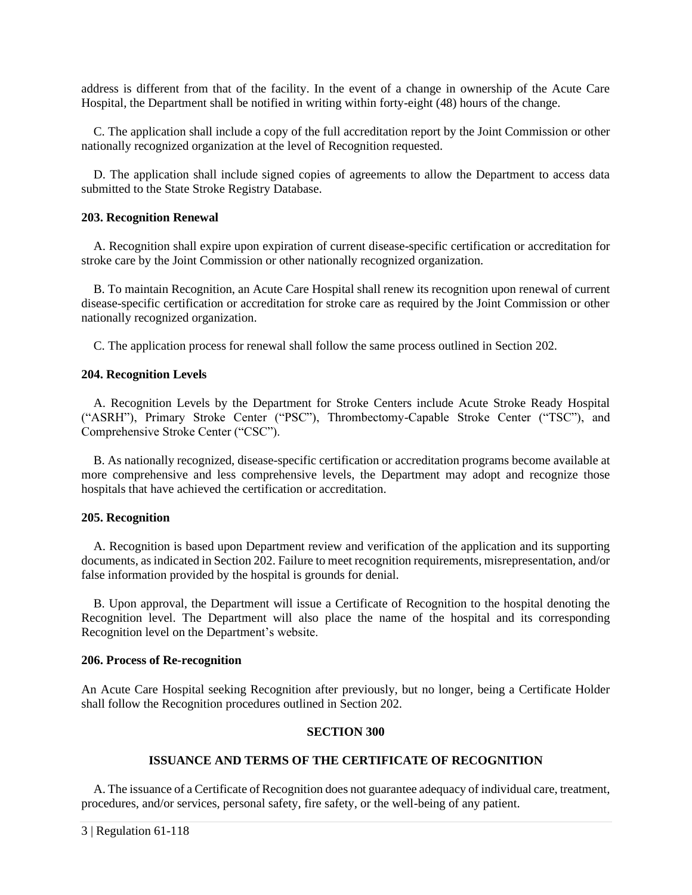address is different from that of the facility. In the event of a change in ownership of the Acute Care Hospital, the Department shall be notified in writing within forty-eight (48) hours of the change.

C. The application shall include a copy of the full accreditation report by the Joint Commission or other nationally recognized organization at the level of Recognition requested.

D. The application shall include signed copies of agreements to allow the Department to access data submitted to the State Stroke Registry Database.

**203. Recognition Renewal**

A. Recognition shall expire upon expiration of current disease-specific certification or accreditation for stroke care by the Joint Commission or other nationally recognized organization.

B. To maintain Recognition, an Acute Care Hospital shall renew its recognition upon renewal of current disease-specific certification or accreditation for stroke care as required by the Joint Commission or other nationally recognized organization.

C. The application process for renewal shall follow the same process outlined in Section 202.

**204. Recognition Levels**

A. Recognition Levels by the Department for Stroke Centers include Acute Stroke Ready Hospital ("ASRH"), Primary Stroke Center ("PSC"), Thrombectomy-Capable Stroke Center ("TSC"), and Comprehensive Stroke Center ("CSC").

B. As nationally recognized, disease-specific certification or accreditation programs become available at more comprehensive and less comprehensive levels, the Department may adopt and recognize those hospitals that have achieved the certification or accreditation.

**205. Recognition**

A. Recognition is based upon Department review and verification of the application and its supporting documents, as indicated in Section 202. Failure to meet recognition requirements, misrepresentation, and/or false information provided by the hospital is grounds for denial.

B. Upon approval, the Department will issue a Certificate of Recognition to the hospital denoting the Recognition level. The Department will also place the name of the hospital and its corresponding Recognition level on the Department's website.

**206. Process of Re-recognition**

An Acute Care Hospital seeking Recognition after previously, but no longer, being a Certificate Holder shall follow the Recognition procedures outlined in Section 202.

## SECTION 300

## ISSUANCE AND TERMS OF THE CERTIFICATE OF RECOGNITION

A. The issuance of a Certificate of Recognition does not guarantee adequacy of individual care, treatment, procedures, and/or services, personal safety, fire safety, or the well-being of any patient.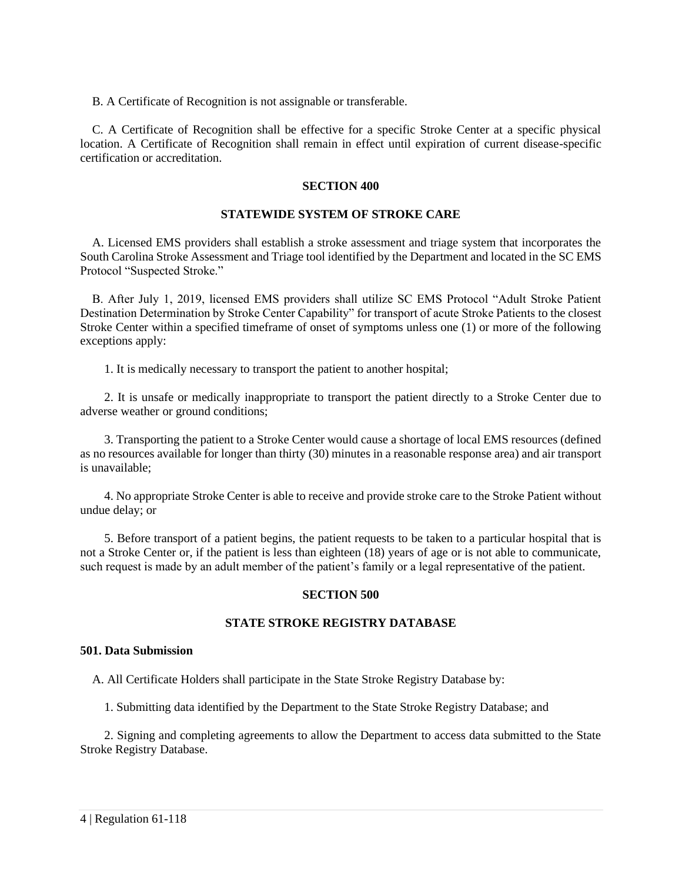B. A Certificate of Recognition is not assignable or transferable.

C. A Certificate of Recognition shall be effective for a specific Stroke Center at a specific physical location. A Certificate of Recognition shall remain in effect until expiration of current disease-specific certification or accreditation.

## SECTION 400

## STATEWIDE SYSTEM OF STROKE CARE

A. Licensed EMS providers shall establish a stroke assessment and triage system that incorporates the South Carolina Stroke Assessment and Triage tool identified by the Department and located in the SC EMS Protocol "Suspected Stroke."

B. After July 1, 2019, licensed EMS providers shall utilize SC EMS Protocol "Adult Stroke Patient Destination Determination by Stroke Center Capability" for transport of acute Stroke Patients to the closest Stroke Center within a specified timeframe of onset of symptoms unless one (1) or more of the following exceptions apply:

1. It is medically necessary to transport the patient to another hospital;

2. It is unsafe or medically inappropriate to transport the patient directly to a Stroke Center due to adverse weather or ground conditions;

3. Transporting the patient to a Stroke Center would cause a shortage of local EMS resources (defined as no resources available for longer than thirty (30) minutes in a reasonable response area) and air transport is unavailable;

4. No appropriate Stroke Center is able to receive and provide stroke care to the Stroke Patient without undue delay; or

5. Before transport of a patient begins, the patient requests to be taken to a particular hospital that is not a Stroke Center or, if the patient is less than eighteen (18) years of age or is not able to communicate, such request is made by an adult member of the patient's family or a legal representative of the patient.

## SECTION 500

## STATE STROKE REGISTRY DATABASE

### 501. Data Submission

A. All Certificate Holders shall participate in the State Stroke Registry Database by:

1. Submitting data identified by the Department to the State Stroke Registry Database; and

2. Signing and completing agreements to allow the Department to access data submitted to the State Stroke Registry Database.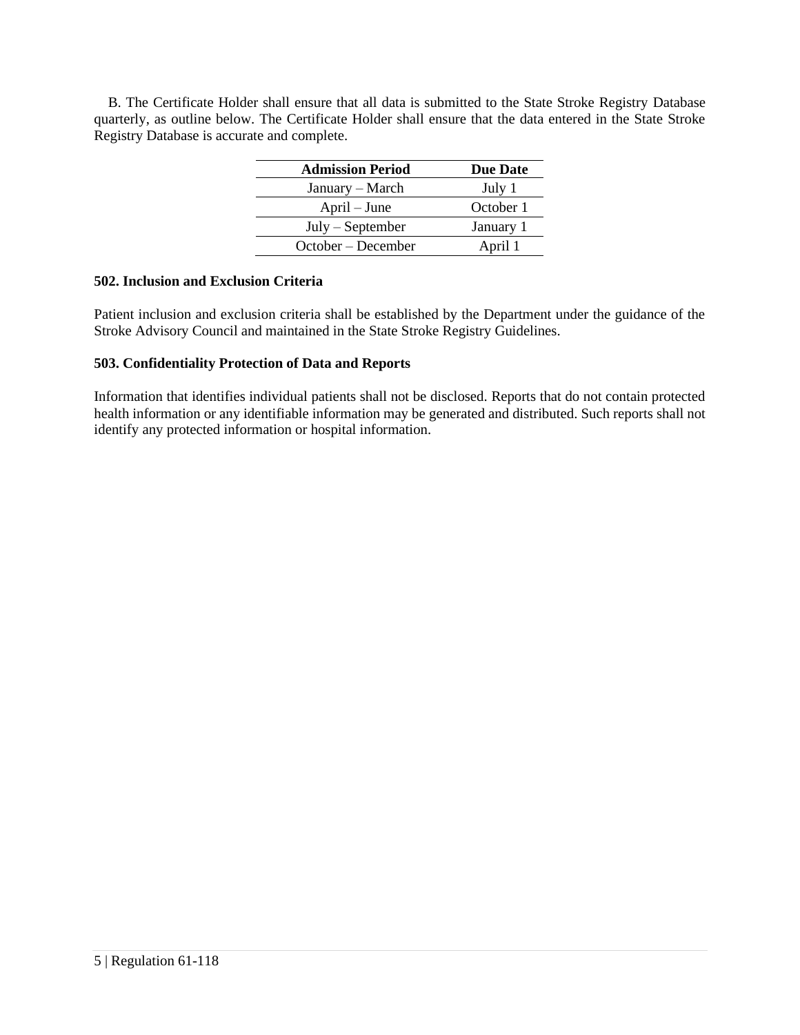B. The Certificate Holder shall ensure that all data is submitted to the State Stroke Registry Database quarterly, as outline below. The Certificate Holder shall ensure that the data entered in the State Stroke Registry Database is accurate and complete.

| Admission Period | Due Date |
| --- | --- |
| January – March | July 1 |
| April – June | October 1 |
| July – September | January 1 |
| October – December | April 1 |

**502. Inclusion and Exclusion Criteria**

Patient inclusion and exclusion criteria shall be established by the Department under the guidance of the Stroke Advisory Council and maintained in the State Stroke Registry Guidelines.

**503. Confidentiality Protection of Data and Reports**

Information that identifies individual patients shall not be disclosed. Reports that do not contain protected health information or any identifiable information may be generated and distributed. Such reports shall not identify any protected information or hospital information.